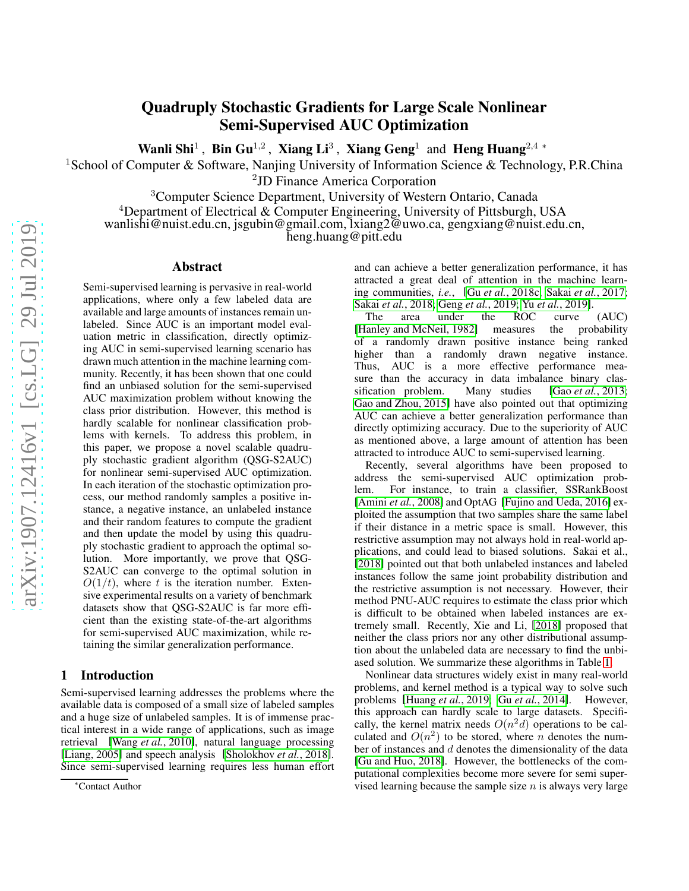# Quadruply Stochastic Gradients for Large Scale Nonlinear Semi-Supervised AUC Optimization

**Wanli Shi**[1] , **Bin Gu**[1,2] , **Xiang Li**[3] , **Xiang Geng**[1] and **Heng Huang**[2,4] *

[1]School of Computer & Software, Nanjing University of Information Science & Technology, P.R.China
[2]JD Finance America Corporation
[3]Computer Science Department, University of Western Ontario, Canada
[4]Department of Electrical & Computer Engineering, University of Pittsburgh, USA
wanlishi@nuist.edu.cn, jsgubin@gmail.com, lxiang2@uwo.ca, gengxiang@nuist.edu.cn, heng.huang@pitt.edu

## Abstract

Semi-supervised learning is pervasive in real-world applications, where only a few labeled data are available and large amounts of instances remain unlabeled. Since AUC is an important model evaluation metric in classification, directly optimizing AUC in semi-supervised learning scenario has drawn much attention in the machine learning community. Recently, it has been shown that one could find an unbiased solution for the semi-supervised AUC maximization problem without knowing the class prior distribution. However, this method is hardly scalable for nonlinear classification problems with kernels. To address this problem, in this paper, we propose a novel scalable quadruply stochastic gradient algorithm (QSG-S2AUC) for nonlinear semi-supervised AUC optimization. In each iteration of the stochastic optimization process, our method randomly samples a positive instance, a negative instance, an unlabeled instance and their random features to compute the gradient and then update the model by using this quadruply stochastic gradient to approach the optimal solution. More importantly, we prove that QSG-S2AUC can converge to the optimal solution in $O(1/t)$, where $t$ is the iteration number. Extensive experimental results on a variety of benchmark datasets show that QSG-S2AUC is far more efficient than the existing state-of-the-art algorithms for semi-supervised AUC maximization, while retaining the similar generalization performance.

## 1 Introduction

Semi-supervised learning addresses the problems where the available data is composed of a small size of labeled samples and a huge size of unlabeled samples. It is of immense practical interest in a wide range of applications, such as image retrieval [Wang *et al.*, 2010], natural language processing [Liang, 2005] and speech analysis [Sholokhov *et al.*, 2018]. Since semi-supervised learning requires less human effort and can achieve a better generalization performance, it has attracted a great deal of attention in the machine learning communities, *i.e.*, [Gu *et al.*, 2018c; Sakai *et al.*, 2017; Sakai *et al.*, 2018; Geng *et al.*, 2019; Yu *et al.*, 2019].

The area under the ROC curve (AUC) [Hanley and McNeil, 1982] measures the probability of a randomly drawn positive instance being ranked higher than a randomly drawn negative instance. Thus, AUC is a more effective performance measure than the accuracy in data imbalance binary classification problem. Many studies [Gao *et al.*, 2013; Gao and Zhou, 2015] have also pointed out that optimizing AUC can achieve a better generalization performance than directly optimizing accuracy. Due to the superiority of AUC as mentioned above, a large amount of attention has been attracted to introduce AUC to semi-supervised learning.

Recently, several algorithms have been proposed to address the semi-supervised AUC optimization problem. For instance, to train a classifier, SSRankBoost [Amini *et al.*, 2008] and OptAG [Fujino and Ueda, 2016] exploited the assumption that two samples share the same label if their distance in a metric space is small. However, this restrictive assumption may not always hold in real-world applications, and could lead to biased solutions. Sakai et al., [2018] pointed out that both unlabeled instances and labeled instances follow the same joint probability distribution and the restrictive assumption is not necessary. However, their method PNU-AUC requires to estimate the class prior which is difficult to be obtained when labeled instances are extremely small. Recently, Xie and Li, [2018] proposed that neither the class priors nor any other distributional assumption about the unlabeled data are necessary to find the unbiased solution. We summarize these algorithms in Table 1.

Nonlinear data structures widely exist in many real-world problems, and kernel method is a typical way to solve such problems [Huang *et al.*, 2019; Gu *et al.*, 2014]. However, this approach can hardly scale to large datasets. Specifically, the kernel matrix needs $O(n^2 d)$ operations to be calculated and $O(n^2)$ to be stored, where $n$ denotes the number of instances and $d$ denotes the dimensionality of the data [Gu and Huo, 2018]. However, the bottlenecks of the computational complexities become more severe for semi supervised learning because the sample size $n$ is always very large

*Contact Author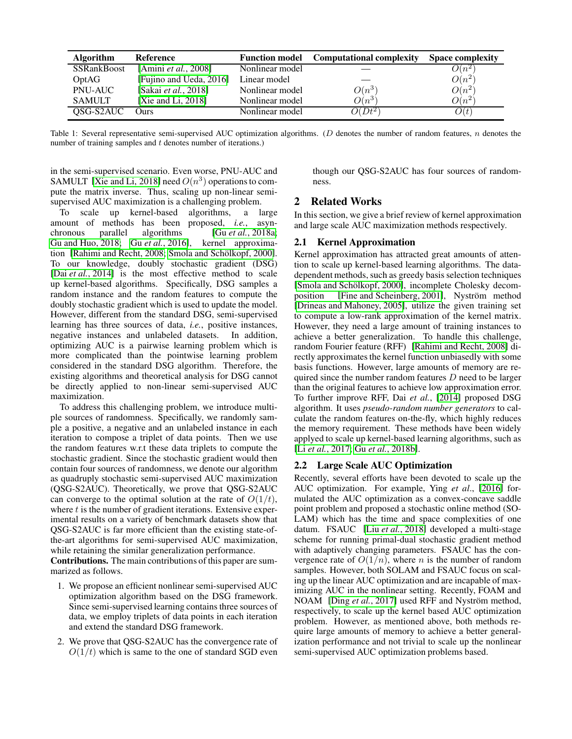| Algorithm | Reference | Function model | Computational complexity | Space complexity |
|---|---|---|---|---|
| SSRankBoost | [Amini *et al.*, 2008] | Nonlinear model | — | $O(n^2)$ |
| OptAG | [Fujino and Ueda, 2016] | Linear model | — | $O(n^2)$ |
| PNU-AUC | [Sakai *et al.*, 2018] | Nonlinear model | $O(n^3)$ | $O(n^2)$ |
| SAMULT | [Xie and Li, 2018] | Nonlinear model | $O(n^3)$ | $O(n^2)$ |
| QSG-S2AUC | Ours | Nonlinear model | $O(Dt^2)$ | $O(t)$ |

Table 1: Several representative semi-supervised AUC optimization algorithms. ($D$ denotes the number of random features, $n$ denotes the number of training samples and $t$ denotes number of iterations.)

in the semi-supervised scenario. Even worse, PNU-AUC and SAMULT [Xie and Li, 2018] need $O(n^3)$ operations to compute the matrix inverse. Thus, scaling up non-linear semi-supervised AUC maximization is a challenging problem.

To scale up kernel-based algorithms, a large amount of methods has been proposed, *i.e.*, asynchronous parallel algorithms [Gu *et al.*, 2018a; Gu and Huo, 2018; Gu *et al.*, 2016], kernel approximation [Rahimi and Recht, 2008; Smola and Schölkopf, 2000]. To our knowledge, doubly stochastic gradient (DSG) [Dai *et al.*, 2014] is the most effective method to scale up kernel-based algorithms. Specifically, DSG samples a random instance and the random features to compute the doubly stochastic gradient which is used to update the model. However, different from the standard DSG, semi-supervised learning has three sources of data, *i.e.*, positive instances, negative instances and unlabeled datasets. In addition, optimizing AUC is a pairwise learning problem which is more complicated than the pointwise learning problem considered in the standard DSG algorithm. Therefore, the existing algorithms and theoretical analysis for DSG cannot be directly applied to non-linear semi-supervised AUC maximization.

To address this challenging problem, we introduce multiple sources of randomness. Specifically, we randomly sample a positive, a negative and an unlabeled instance in each iteration to compose a triplet of data points. Then we use the random features w.r.t these data triplets to compute the stochastic gradient. Since the stochastic gradient would then contain four sources of randomness, we denote our algorithm as quadruply stochastic semi-supervised AUC maximization (QSG-S2AUC). Theoretically, we prove that QSG-S2AUC can converge to the optimal solution at the rate of $O(1/t)$, where $t$ is the number of gradient iterations. Extensive experimental results on a variety of benchmark datasets show that QSG-S2AUC is far more efficient than the existing state-of-the-art algorithms for semi-supervised AUC maximization, while retaining the similar generalization performance.

**Contributions.** The main contributions of this paper are summarized as follows.

1. We propose an efficient nonlinear semi-supervised AUC optimization algorithm based on the DSG framework. Since semi-supervised learning contains three sources of data, we employ triplets of data points in each iteration and extend the standard DSG framework.
2. We prove that QSG-S2AUC has the convergence rate of $O(1/t)$ which is same to the one of standard SGD even though our QSG-S2AUC has four sources of randomness.

## 2 Related Works

In this section, we give a brief review of kernel approximation and large scale AUC maximization methods respectively.

### 2.1 Kernel Approximation

Kernel approximation has attracted great amounts of attention to scale up kernel-based learning algorithms. The data-dependent methods, such as greedy basis selection techniques [Smola and Schölkopf, 2000], incomplete Cholesky decomposition [Fine and Scheinberg, 2001], Nyström method [Drineas and Mahoney, 2005], utilize the given training set to compute a low-rank approximation of the kernel matrix. However, they need a large amount of training instances to achieve a better generalization. To handle this challenge, random Fourier feature (RFF) [Rahimi and Recht, 2008] directly approximates the kernel function unbiasedly with some basis functions. However, large amounts of memory are required since the number random features $D$ need to be larger than the original features to achieve low approximation error. To further improve RFF, Dai *et al.*, [2014] proposed DSG algorithm. It uses *pseudo-random number generators* to calculate the random features on-the-fly, which highly reduces the memory requirement. These methods have been widely applyed to scale up kernel-based learning algorithms, such as [Li *et al.*, 2017; Gu *et al.*, 2018b].

### 2.2 Large Scale AUC Optimization

Recently, several efforts have been devoted to scale up the AUC optimization. For example, Ying *et al*., [2016] formulated the AUC optimization as a convex-concave saddle point problem and proposed a stochastic online method (SOLAM) which has the time and space complexities of one datum. FSAUC [Liu *et al.*, 2018] developed a multi-stage scheme for running primal-dual stochastic gradient method with adaptively changing parameters. FSAUC has the convergence rate of $O(1/n)$, where $n$ is the number of random samples. However, both SOLAM and FSAUC focus on scaling up the linear AUC optimization and are incapable of maximizing AUC in the nonlinear setting. Recently, FOAM and NOAM [Ding *et al.*, 2017] used RFF and Nyström method, respectively, to scale up the kernel based AUC optimization problem. However, as mentioned above, both methods require large amounts of memory to achieve a better generalization performance and not trivial to scale up the nonlinear semi-supervised AUC optimization problems based.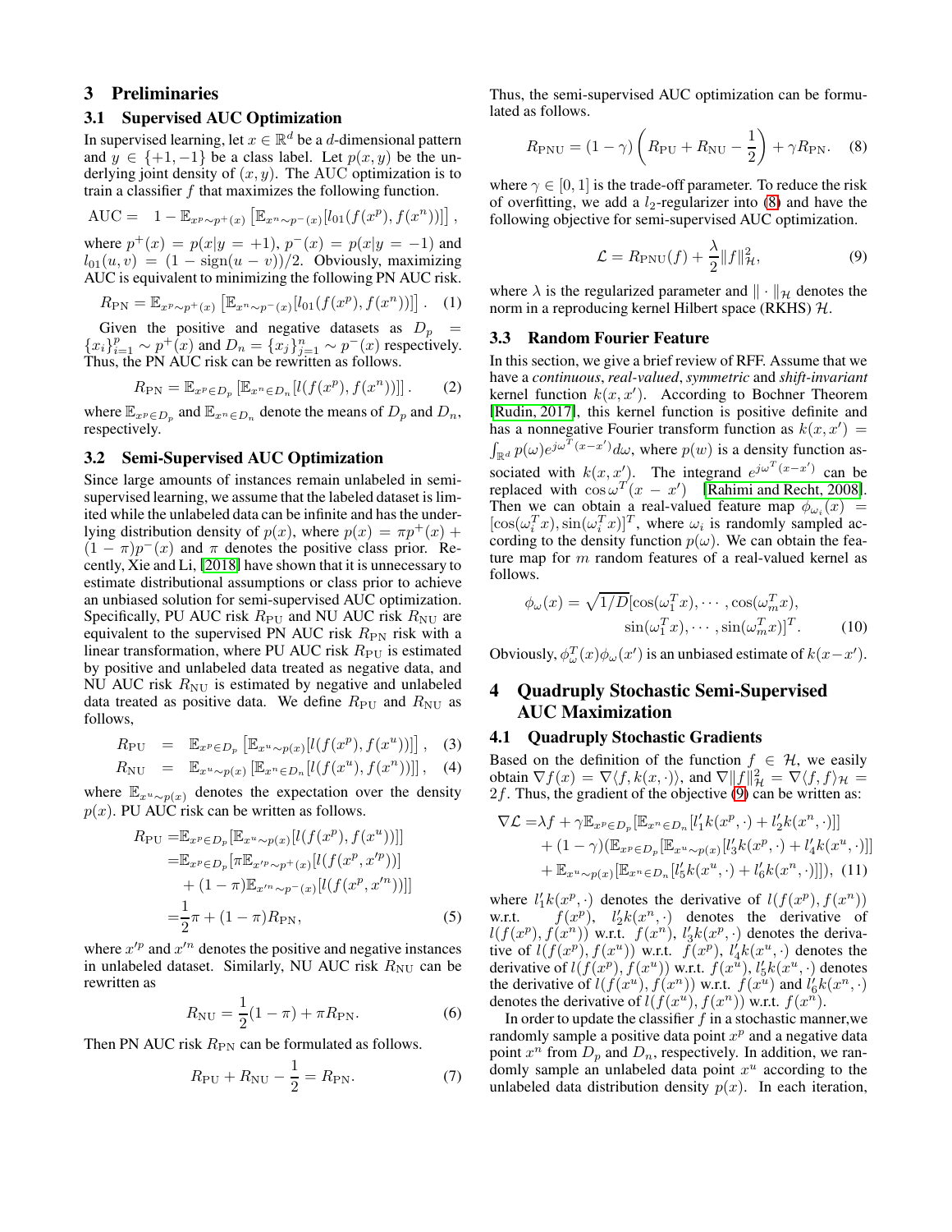## 3 Preliminaries

### 3.1 Supervised AUC Optimization

In supervised learning, let $x \in \mathbb{R}^d$ be a $d$-dimensional pattern and $y \in \{+1, -1\}$ be a class label. Let $p(x, y)$ be the underlying joint density of $(x, y)$. The AUC optimization is to train a classifier $f$ that maximizes the following function.

$$\text{AUC} = \quad 1 - \mathbb{E}_{x^p \sim p^+(x)}\left[\mathbb{E}_{x^n \sim p^-(x)}[l_{01}(f(x^p), f(x^n))]\right],$$

where $p^+(x) = p(x|y = +1)$, $p^-(x) = p(x|y = -1)$ and $l_{01}(u, v) = (1 - \text{sign}(u - v))/2$. Obviously, maximizing AUC is equivalent to minimizing the following PN AUC risk.

$$R_{\text{PN}} = \mathbb{E}_{x^p \sim p^+(x)}\left[\mathbb{E}_{x^n \sim p^-(x)}[l_{01}(f(x^p), f(x^n))]\right]. \quad (1)$$

Given the positive and negative datasets as $D_p = \{x_i\}_{i=1}^p \sim p^+(x)$ and $D_n = \{x_j\}_{j=1}^n \sim p^-(x)$ respectively. Thus, the PN AUC risk can be rewritten as follows.

$$R_{\text{PN}} = \mathbb{E}_{x^p \in D_p}\left[\mathbb{E}_{x^n \in D_n}[l(f(x^p), f(x^n))]\right]. \quad (2)$$

where $\mathbb{E}_{x^p \in D_p}$ and $\mathbb{E}_{x^n \in D_n}$ denote the means of $D_p$ and $D_n$, respectively.

### 3.2 Semi-Supervised AUC Optimization

Since large amounts of instances remain unlabeled in semi-supervised learning, we assume that the labeled dataset is limited while the unlabeled data can be infinite and has the underlying distribution density of $p(x)$, where $p(x) = \pi p^+(x) + (1 - \pi)p^-(x)$ and $\pi$ denotes the positive class prior. Recently, Xie and Li, [2018] have shown that it is unnecessary to estimate distributional assumptions or class prior to achieve an unbiased solution for semi-supervised AUC optimization. Specifically, PU AUC risk $R_{\text{PU}}$ and NU AUC risk $R_{\text{NU}}$ are equivalent to the supervised PN AUC risk $R_{\text{PN}}$ risk with a linear transformation, where PU AUC risk $R_{\text{PU}}$ is estimated by positive and unlabeled data treated as negative data, and NU AUC risk $R_{\text{NU}}$ is estimated by negative and unlabeled data treated as positive data. We define $R_{\text{PU}}$ and $R_{\text{NU}}$ as follows,

$$R_{\text{PU}} = \mathbb{E}_{x^p \in D_p}\left[\mathbb{E}_{x^u \sim p(x)}[l(f(x^p), f(x^u))]\right], \quad (3)$$

$$R_{\text{NU}} = \mathbb{E}_{x^u \sim p(x)}\left[\mathbb{E}_{x^n \in D_n}[l(f(x^u), f(x^n))]\right], \quad (4)$$

where $\mathbb{E}_{x^u \sim p(x)}$ denotes the expectation over the density $p(x)$. PU AUC risk can be written as follows.

$$\begin{aligned} R_{\text{PU}} =& \mathbb{E}_{x^p \in D_p}[\mathbb{E}_{x^u \sim p(x)}[l(f(x^p), f(x^u))]] \\ =& \mathbb{E}_{x^p \in D_p}[\pi \mathbb{E}_{x'^p \sim p^+(x)}[l(f(x^p, x'^p))] \\ &+ (1 - \pi)\mathbb{E}_{x'^n \sim p^-(x)}[l(f(x^p, x'^n))]] \\ =& \frac{1}{2}\pi + (1 - \pi)R_{\text{PN}}, \end{aligned} \quad (5)$$

where $x'^p$ and $x'^n$ denotes the positive and negative instances in unlabeled dataset. Similarly, NU AUC risk $R_{\text{NU}}$ can be rewritten as

$$R_{\text{NU}} = \frac{1}{2}(1 - \pi) + \pi R_{\text{PN}}. \quad (6)$$

Then PN AUC risk $R_{\text{PN}}$ can be formulated as follows.

$$R_{\text{PU}} + R_{\text{NU}} - \frac{1}{2} = R_{\text{PN}}. \quad (7)$$

Thus, the semi-supervised AUC optimization can be formulated as follows.

$$R_{\text{PNU}} = (1 - \gamma)\left(R_{\text{PU}} + R_{\text{NU}} - \frac{1}{2}\right) + \gamma R_{\text{PN}}. \quad (8)$$

where $\gamma \in [0, 1]$ is the trade-off parameter. To reduce the risk of overfitting, we add a $l_2$-regularizer into (8) and have the following objective for semi-supervised AUC optimization.

$$\mathcal{L} = R_{\text{PNU}}(f) + \frac{\lambda}{2}\|f\|_{\mathcal{H}}^2, \quad (9)$$

where $\lambda$ is the regularized parameter and $\|\cdot\|_{\mathcal{H}}$ denotes the norm in a reproducing kernel Hilbert space (RKHS) $\mathcal{H}$.

### 3.3 Random Fourier Feature

In this section, we give a brief review of RFF. Assume that we have a *continuous*, *real-valued*, *symmetric* and *shift-invariant* kernel function $k(x, x')$. According to Bochner Theorem [Rudin, 2017], this kernel function is positive definite and has a nonnegative Fourier transform function as $k(x, x') = \int_{\mathbb{R}^d} p(\omega)e^{j\omega^T(x-x')}d\omega$, where $p(w)$ is a density function associated with $k(x, x')$. The integrand $e^{j\omega^T(x-x')}$ can be replaced with $\cos\omega^T(x - x')$ [Rahimi and Recht, 2008]. Then we can obtain a real-valued feature map $\phi_{\omega_i}(x) = [\cos(\omega_i^T x), \sin(\omega_i^T x)]^T$, where $\omega_i$ is randomly sampled according to the density function $p(\omega)$. We can obtain the feature map for $m$ random features of a real-valued kernel as follows.

$$\begin{aligned} \phi_\omega(x) = \sqrt{1/D}[&\cos(\omega_1^T x), \cdots, \cos(\omega_m^T x), \\ &\sin(\omega_1^T x), \cdots, \sin(\omega_m^T x)]^T. \end{aligned} \quad (10)$$

Obviously, $\phi_\omega^T(x)\phi_\omega(x')$ is an unbiased estimate of $k(x - x')$.

## 4 Quadruply Stochastic Semi-Supervised AUC Maximization

### 4.1 Quadruply Stochastic Gradients

Based on the definition of the function $f \in \mathcal{H}$, we easily obtain $\nabla f(x) = \nabla\langle f, k(x, \cdot)\rangle$, and $\nabla\|f\|_{\mathcal{H}}^2 = \nabla\langle f, f\rangle_{\mathcal{H}} = 2f$. Thus, the gradient of the objective (9) can be written as:

$$\begin{aligned} \nabla\mathcal{L} =& \lambda f + \gamma \mathbb{E}_{x^p \in D_p}[\mathbb{E}_{x^n \in D_n}[l'_1 k(x^p, \cdot) + l'_2 k(x^n, \cdot)]] \\ &+ (1 - \gamma)(\mathbb{E}_{x^p \in D_p}[\mathbb{E}_{x^u \sim p(x)}[l'_3 k(x^p, \cdot) + l'_4 k(x^u, \cdot)]] \\ &+ \mathbb{E}_{x^u \sim p(x)}[\mathbb{E}_{x^n \in D_n}[l'_5 k(x^u, \cdot) + l'_6 k(x^n, \cdot)]]), \end{aligned} \quad (11)$$

where $l'_1 k(x^p, \cdot)$ denotes the derivative of $l(f(x^p), f(x^n))$ w.r.t. $f(x^p)$, $l'_2 k(x^n, \cdot)$ denotes the derivative of $l(f(x^p), f(x^n))$ w.r.t. $f(x^n)$, $l'_3 k(x^p, \cdot)$ denotes the derivative of $l(f(x^p), f(x^u))$ w.r.t. $f(x^p)$, $l'_4 k(x^u, \cdot)$ denotes the derivative of $l(f(x^p), f(x^u))$ w.r.t. $f(x^u)$, $l'_5 k(x^u, \cdot)$ denotes the derivative of $l(f(x^u), f(x^n))$ w.r.t. $f(x^u)$ and $l'_6 k(x^n, \cdot)$ denotes the derivative of $l(f(x^u), f(x^n))$ w.r.t. $f(x^n)$.

In order to update the classifier $f$ in a stochastic manner, we randomly sample a positive data point $x^p$ and a negative data point $x^n$ from $D_p$ and $D_n$, respectively. In addition, we randomly sample an unlabeled data point $x^u$ according to the unlabeled data distribution density $p(x)$. In each iteration,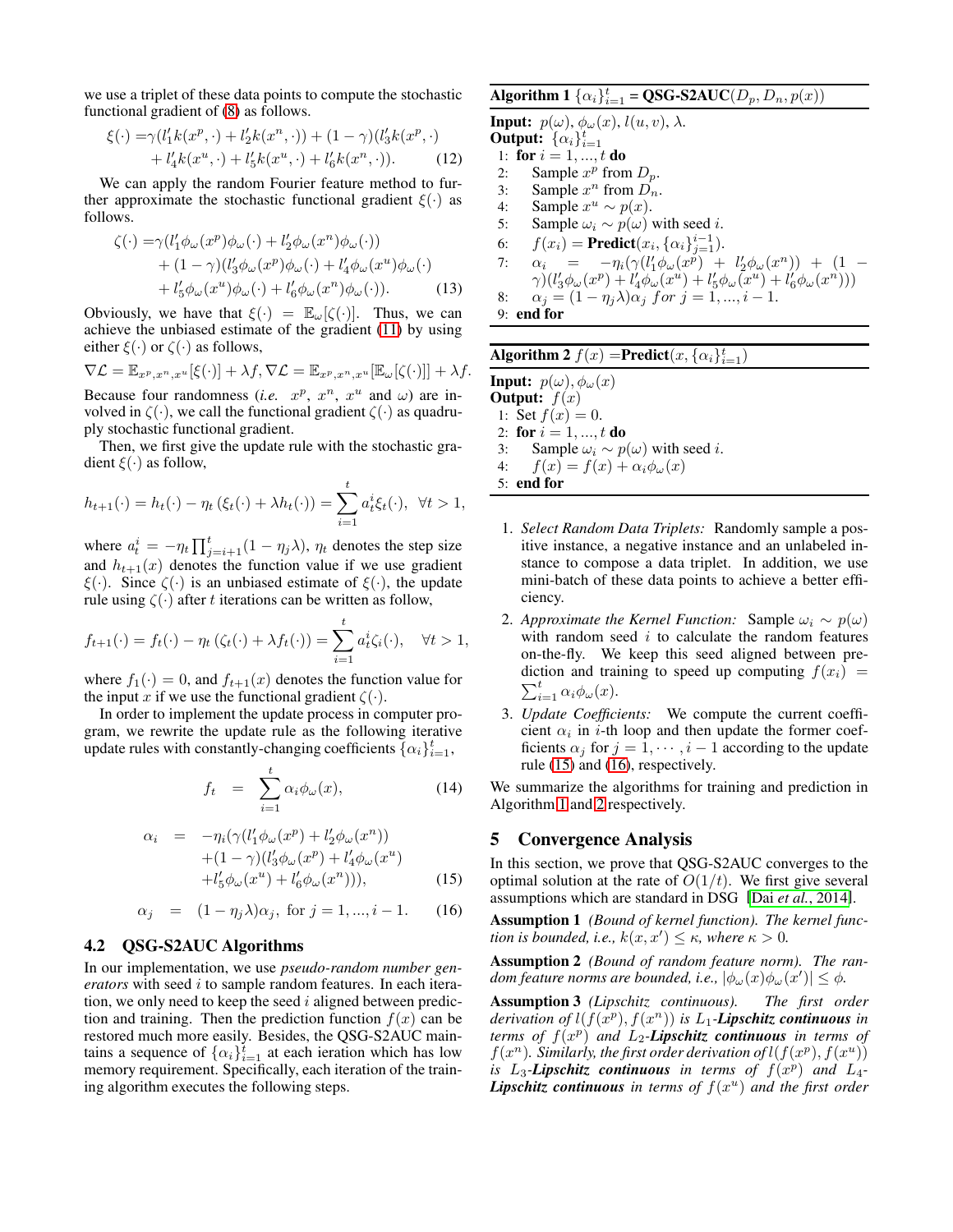we use a triplet of these data points to compute the stochastic functional gradient of (8) as follows.

$$
\begin{aligned}
\xi(\cdot) =& \gamma(l_1' k(x^p,\cdot) + l_2' k(x^n,\cdot)) + (1-\gamma)(l_3' k(x^p,\cdot) \\
&+ l_4' k(x^u,\cdot) + l_5' k(x^u,\cdot) + l_6' k(x^n,\cdot)).
\end{aligned} \tag{12}
$$

We can apply the random Fourier feature method to further approximate the stochastic functional gradient $\xi(\cdot)$ as follows.

$$
\begin{aligned}
\zeta(\cdot) =& \gamma(l_1' \phi_\omega(x^p)\phi_\omega(\cdot) + l_2' \phi_\omega(x^n)\phi_\omega(\cdot)) \\
&+ (1-\gamma)(l_3' \phi_\omega(x^p)\phi_\omega(\cdot) + l_4' \phi_\omega(x^u)\phi_\omega(\cdot) \\
&+ l_5' \phi_\omega(x^u)\phi_\omega(\cdot) + l_6' \phi_\omega(x^n)\phi_\omega(\cdot)).
\end{aligned} \tag{13}
$$

Obviously, we have that $\xi(\cdot) = \mathbb{E}_\omega[\zeta(\cdot)]$. Thus, we can achieve the unbiased estimate of the gradient (11) by using either $\xi(\cdot)$ or $\zeta(\cdot)$ as follows,

$$
\nabla\mathcal{L} = \mathbb{E}_{x^p,x^n,x^u}[\xi(\cdot)] + \lambda f, \nabla\mathcal{L} = \mathbb{E}_{x^p,x^n,x^u}[\mathbb{E}_\omega[\zeta(\cdot)]] + \lambda f.
$$

Because four randomness (*i.e.* $x^p$, $x^n$, $x^u$ and $\omega$) are involved in $\zeta(\cdot)$, we call the functional gradient $\zeta(\cdot)$ as quadruply stochastic functional gradient.

Then, we first give the update rule with the stochastic gradient $\xi(\cdot)$ as follow,

$$
h_{t+1}(\cdot) = h_t(\cdot) - \eta_t(\xi_t(\cdot) + \lambda h_t(\cdot)) = \sum_{i=1}^{t} a_t^i \xi_t(\cdot), \quad \forall t > 1,
$$

where $a_t^i = -\eta_t \prod_{j=i+1}^{t}(1-\eta_j\lambda)$, $\eta_t$ denotes the step size and $h_{t+1}(x)$ denotes the function value if we use gradient $\xi(\cdot)$. Since $\zeta(\cdot)$ is an unbiased estimate of $\xi(\cdot)$, the update rule using $\zeta(\cdot)$ after $t$ iterations can be written as follow,

$$
f_{t+1}(\cdot) = f_t(\cdot) - \eta_t(\zeta_t(\cdot) + \lambda f_t(\cdot)) = \sum_{i=1}^{t} a_t^i \zeta_i(\cdot), \quad \forall t > 1,
$$

where $f_1(\cdot) = 0$, and $f_{t+1}(x)$ denotes the function value for the input $x$ if we use the functional gradient $\zeta(\cdot)$.

In order to implement the update process in computer program, we rewrite the update rule as the following iterative update rules with constantly-changing coefficients $\{\alpha_i\}_{i=1}^t$,

$$
f_t = \sum_{i=1}^{t} \alpha_i \phi_\omega(x), \tag{14}
$$

$$
\begin{aligned}
\alpha_i =& -\eta_i(\gamma(l_1'\phi_\omega(x^p) + l_2'\phi_\omega(x^n)) \\
&+ (1-\gamma)(l_3'\phi_\omega(x^p) + l_4'\phi_\omega(x^u) \\
&+ l_5'\phi_\omega(x^u) + l_6'\phi_\omega(x^n))),
\end{aligned} \tag{15}
$$

$$
\alpha_j = (1-\eta_j\lambda)\alpha_j, \text{ for } j = 1, ..., i-1. \tag{16}
$$

## 4.2 QSG-S2AUC Algorithms

In our implementation, we use *pseudo-random number generators* with seed $i$ to sample random features. In each iteration, we only need to keep the seed $i$ aligned between prediction and training. Then the prediction function $f(x)$ can be restored much more easily. Besides, the QSG-S2AUC maintains a sequence of $\{\alpha_i\}_{i=1}^t$ at each ieration which has low memory requirement. Specifically, each iteration of the training algorithm executes the following steps.

**Algorithm 1** $\{\alpha_i\}_{i=1}^t$ = **QSG-S2AUC**$(D_p, D_n, p(x))$

**Input:** $p(\omega)$, $\phi_\omega(x)$, $l(u,v)$, $\lambda$.
**Output:** $\{\alpha_i\}_{i=1}^t$

```
1: for i = 1, ..., t do
2:   Sample x^p from D_p.
3:   Sample x^n from D_n.
4:   Sample x^u ~ p(x).
5:   Sample ω_i ~ p(ω) with seed i.
6:   f(x_i) = Predict(x_i, {α_j}_{j=1}^{i-1}).
7:   α_i = −η_i(γ(l'_1 φ_ω(x^p) + l'_2 φ_ω(x^n)) + (1 − γ)(l'_3 φ_ω(x^p) + l'_4 φ_ω(x^u) + l'_5 φ_ω(x^u) + l'_6 φ_ω(x^n)))
8:   α_j = (1 − η_j λ)α_j for j = 1, ..., i − 1.
9: end for
```

**Algorithm 2** $f(x)$ =**Predict**$(x, \{\alpha_i\}_{i=1}^t)$

**Input:** $p(\omega)$, $\phi_\omega(x)$
**Output:** $f(x)$

```
1: Set f(x) = 0.
2: for i = 1, ..., t do
3:   Sample ω_i ~ p(ω) with seed i.
4:   f(x) = f(x) + α_i φ_ω(x)
5: end for
```

1. *Select Random Data Triplets:* Randomly sample a positive instance, a negative instance and an unlabeled instance to compose a data triplet. In addition, we use mini-batch of these data points to achieve a better efficiency.
2. *Approximate the Kernel Function:* Sample $\omega_i \sim p(\omega)$ with random seed $i$ to calculate the random features on-the-fly. We keep this seed aligned between prediction and training to speed up computing $f(x_i) = \sum_{i=1}^{t} \alpha_i \phi_\omega(x)$.
3. *Update Coefficients:* We compute the current coefficient $\alpha_i$ in $i$-th loop and then update the former coefficients $\alpha_j$ for $j = 1, \cdots, i-1$ according to the update rule (15) and (16), respectively.

We summarize the algorithms for training and prediction in Algorithm 1 and 2 respectively.

## 5 Convergence Analysis

In this section, we prove that QSG-S2AUC converges to the optimal solution at the rate of $O(1/t)$. We first give several assumptions which are standard in DSG [Dai *et al.*, 2014].

**Assumption 1** *(Bound of kernel function). The kernel function is bounded, i.e., $k(x,x') \leq \kappa$, where $\kappa > 0$.*

**Assumption 2** *(Bound of random feature norm). The random feature norms are bounded, i.e., $|\phi_\omega(x)\phi_\omega(x')| \leq \phi$.*

**Assumption 3** *(Lipschitz continuous). The first order derivation of $l(f(x^p), f(x^n))$ is $L_1$-**Lipschitz continuous** in terms of $f(x^p)$ and $L_2$-**Lipschitz continuous** in terms of $f(x^n)$. Similarly, the first order derivation of $l(f(x^p), f(x^u))$ is $L_3$-**Lipschitz continuous** in terms of $f(x^p)$ and $L_4$-**Lipschitz continuous** in terms of $f(x^u)$ and the first order*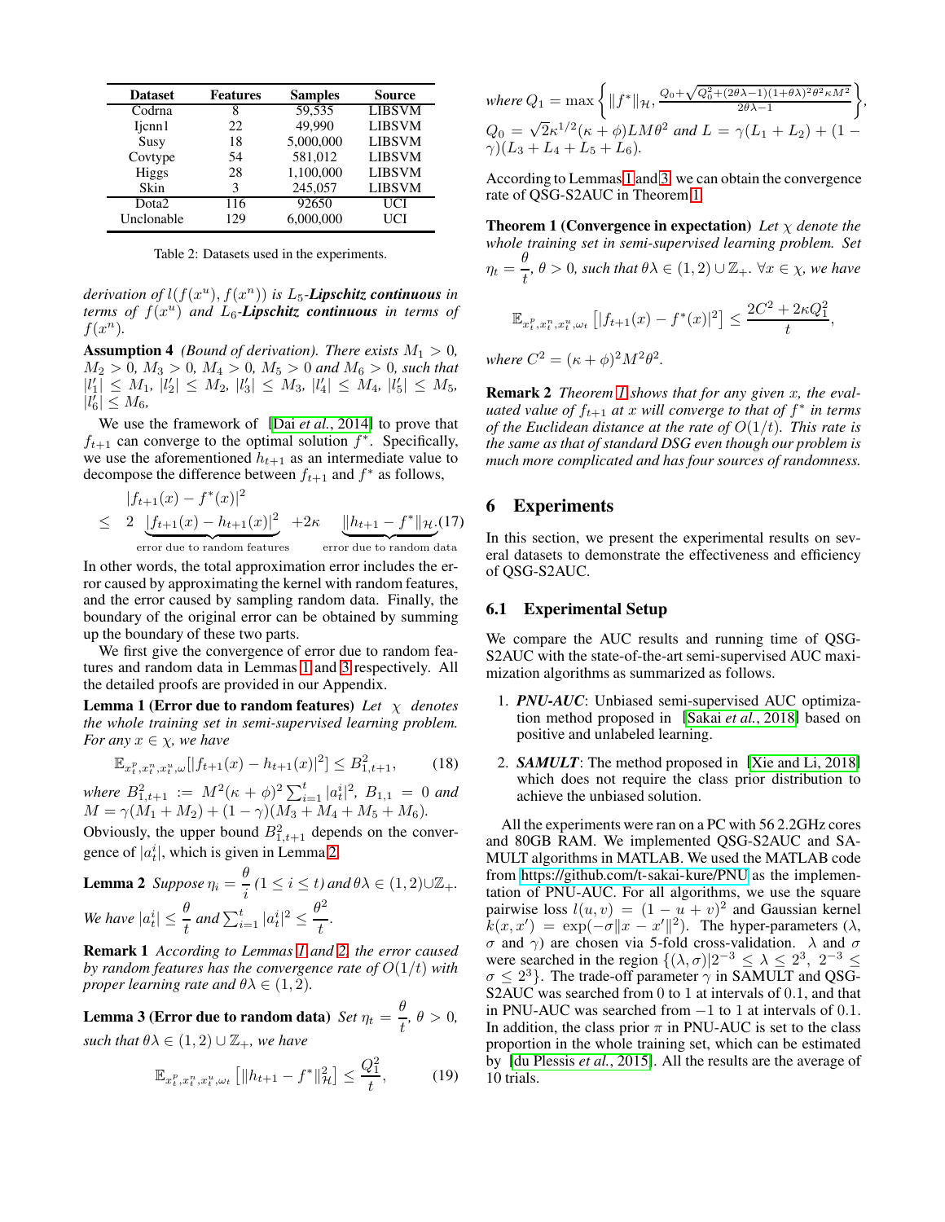| Dataset | Features | Samples | Source |
|---|---|---|---|
| Codrna | 8 | 59,535 | LIBSVM |
| Ijcnn1 | 22 | 49,990 | LIBSVM |
| Susy | 18 | 5,000,000 | LIBSVM |
| Covtype | 54 | 581,012 | LIBSVM |
| Higgs | 28 | 1,100,000 | LIBSVM |
| Skin | 3 | 245,057 | LIBSVM |
| Dota2 | 116 | 92650 | UCI |
| Unclonable | 129 | 6,000,000 | UCI |

Table 2: Datasets used in the experiments.

*derivation of $l(f(x^u), f(x^n))$ is $L_5$-**Lipschitz continuous** in terms of $f(x^u)$ and $L_6$-**Lipschitz continuous** in terms of $f(x^n)$.*

**Assumption 4** *(Bound of derivation). There exists $M_1 > 0$, $M_2 > 0$, $M_3 > 0$, $M_4 > 0$, $M_5 > 0$ and $M_6 > 0$, such that $|l_1'| \leq M_1$, $|l_2'| \leq M_2$, $|l_3'| \leq M_3$, $|l_4'| \leq M_4$, $|l_5'| \leq M_5$, $|l_6'| \leq M_6$,*

We use the framework of [Dai *et al.*, 2014] to prove that $f_{t+1}$ can converge to the optimal solution $f^*$. Specifically, we use the aforementioned $h_{t+1}$ as an intermediate value to decompose the difference between $f_{t+1}$ and $f^*$ as follows,

$$
\begin{aligned}
& |f_{t+1}(x) - f^*(x)|^2 \\
\leq \;& 2 \underbrace{|f_{t+1}(x) - h_{t+1}(x)|^2}_{\text{error due to random features}} + 2\kappa \underbrace{\|h_{t+1} - f^*\|_{\mathcal{H}}}_{\text{error due to random data}}. \quad (17)
\end{aligned}
$$

In other words, the total approximation error includes the error caused by approximating the kernel with random features, and the error caused by sampling random data. Finally, the boundary of the original error can be obtained by summing up the boundary of these two parts.

We first give the convergence of error due to random features and random data in Lemmas 1 and 3 respectively. All the detailed proofs are provided in our Appendix.

**Lemma 1 (Error due to random features)** *Let $\chi$ denotes the whole training set in semi-supervised learning problem. For any $x \in \chi$, we have*

$$
\mathbb{E}_{x_t^p, x_t^n, x_t^u, \omega}[|f_{t+1}(x) - h_{t+1}(x)|^2] \leq B_{1,t+1}^2, \quad (18)
$$

*where $B_{1,t+1}^2 := M^2(\kappa + \phi)^2 \sum_{i=1}^{t} |a_t^i|^2$, $B_{1,1} = 0$ and $M = \gamma(M_1 + M_2) + (1 - \gamma)(M_3 + M_4 + M_5 + M_6)$.*

Obviously, the upper bound $B_{1,t+1}^2$ depends on the convergence of $|a_t^i|$, which is given in Lemma 2.

**Lemma 2** *Suppose $\eta_i = \dfrac{\theta}{i}$ $(1 \leq i \leq t)$ and $\theta\lambda \in (1, 2) \cup \mathbb{Z}_+$. We have $|a_t^i| \leq \dfrac{\theta}{t}$ and $\sum_{i=1}^{t} |a_t^i|^2 \leq \dfrac{\theta^2}{t}$.*

**Remark 1** *According to Lemmas 1 and 2, the error caused by random features has the convergence rate of $O(1/t)$ with proper learning rate and $\theta\lambda \in (1, 2)$.*

**Lemma 3 (Error due to random data)** *Set $\eta_t = \dfrac{\theta}{t}$, $\theta > 0$, such that $\theta\lambda \in (1, 2) \cup \mathbb{Z}_+$, we have*

$$
\mathbb{E}_{x_t^p, x_t^n, x_t^u, \omega_t}\left[\|h_{t+1} - f^*\|_{\mathcal{H}}^2\right] \leq \frac{Q_1^2}{t}, \quad (19)
$$

*where $Q_1 = \max\left\{\|f^*\|_{\mathcal{H}}, \frac{Q_0 + \sqrt{Q_0^2 + (2\theta\lambda - 1)(1 + \theta\lambda)^2\theta^2\kappa M^2}}{2\theta\lambda - 1}\right\}$, $Q_0 = \sqrt{2}\kappa^{1/2}(\kappa + \phi)LM\theta^2$ and $L = \gamma(L_1 + L_2) + (1 - \gamma)(L_3 + L_4 + L_5 + L_6)$.*

According to Lemmas 1 and 3, we can obtain the convergence rate of QSG-S2AUC in Theorem 1.

**Theorem 1 (Convergence in expectation)** *Let $\chi$ denote the whole training set in semi-supervised learning problem. Set $\eta_t = \dfrac{\theta}{t}$, $\theta > 0$, such that $\theta\lambda \in (1, 2) \cup \mathbb{Z}_+$. $\forall x \in \chi$, we have*

$$
\mathbb{E}_{x_t^p, x_t^n, x_t^u, \omega_t}\left[|f_{t+1}(x) - f^*(x)|^2\right] \leq \frac{2C^2 + 2\kappa Q_1^2}{t},
$$

*where $C^2 = (\kappa + \phi)^2 M^2 \theta^2$.*

**Remark 2** *Theorem 1 shows that for any given $x$, the evaluated value of $f_{t+1}$ at $x$ will converge to that of $f^*$ in terms of the Euclidean distance at the rate of $O(1/t)$. This rate is the same as that of standard DSG even though our problem is much more complicated and has four sources of randomness.*

## 6 Experiments

In this section, we present the experimental results on several datasets to demonstrate the effectiveness and efficiency of QSG-S2AUC.

### 6.1 Experimental Setup

We compare the AUC results and running time of QSG-S2AUC with the state-of-the-art semi-supervised AUC maximization algorithms as summarized as follows.

1. ***PNU-AUC***: Unbiased semi-supervised AUC optimization method proposed in [Sakai *et al.*, 2018] based on positive and unlabeled learning.
2. ***SAMULT***: The method proposed in [Xie and Li, 2018] which does not require the class prior distribution to achieve the unbiased solution.

All the experiments were ran on a PC with 56 2.2GHz cores and 80GB RAM. We implemented QSG-S2AUC and SAMULT algorithms in MATLAB. We used the MATLAB code from https://github.com/t-sakai-kure/PNU as the implementation of PNU-AUC. For all algorithms, we use the square pairwise loss $l(u, v) = (1 - u + v)^2$ and Gaussian kernel $k(x, x') = \exp(-\sigma\|x - x'\|^2)$. The hyper-parameters ($\lambda$, $\sigma$ and $\gamma$) are chosen via 5-fold cross-validation. $\lambda$ and $\sigma$ were searched in the region $\{(\lambda, \sigma)|2^{-3} \leq \lambda \leq 2^3,\ 2^{-3} \leq \sigma \leq 2^3\}$. The trade-off parameter $\gamma$ in SAMULT and QSG-S2AUC was searched from 0 to 1 at intervals of 0.1, and that in PNU-AUC was searched from $-1$ to 1 at intervals of 0.1. In addition, the class prior $\pi$ in PNU-AUC is set to the class proportion in the whole training set, which can be estimated by [du Plessis *et al.*, 2015]. All the results are the average of 10 trials.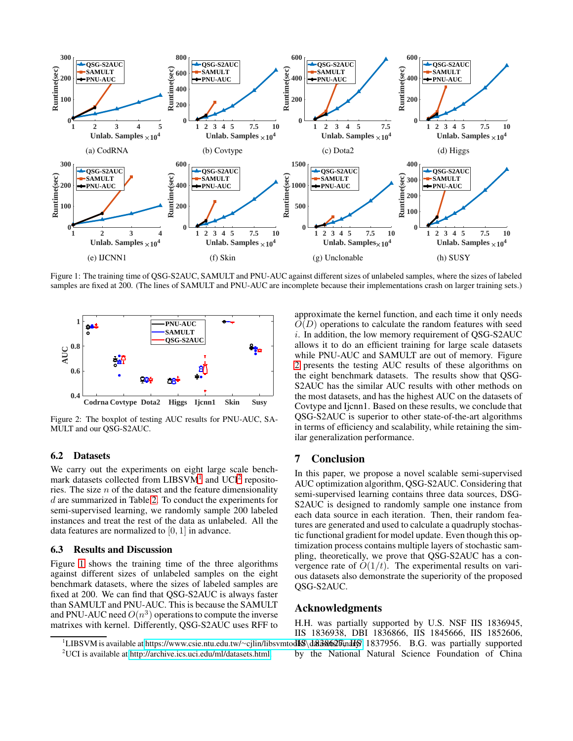Figure 1: The training time of QSG-S2AUC, SAMULT and PNU-AUC against different sizes of unlabeled samples, where the sizes of labeled samples are fixed at 200. (The lines of SAMULT and PNU-AUC are incomplete because their implementations crash on larger training sets.)

Figure 2: The boxplot of testing AUC results for PNU-AUC, SAMULT and our QSG-S2AUC.

### 6.2 Datasets

We carry out the experiments on eight large scale benchmark datasets collected from LIBSVM[1] and UCI[2] repositories. The size $n$ of the dataset and the feature dimensionality $d$ are summarized in Table 2. To conduct the experiments for semi-supervised learning, we randomly sample 200 labeled instances and treat the rest of the data as unlabeled. All the data features are normalized to $[0, 1]$ in advance.

### 6.3 Results and Discussion

Figure 1 shows the training time of the three algorithms against different sizes of unlabeled samples on the eight benchmark datasets, where the sizes of labeled samples are fixed at 200. We can find that QSG-S2AUC is always faster than SAMULT and PNU-AUC. This is because the SAMULT and PNU-AUC need $O(n^3)$ operations to compute the inverse matrixes with kernel. Differently, QSG-S2AUC uses RFF to approximate the kernel function, and each time it only needs $O(D)$ operations to calculate the random features with seed $i$. In addition, the low memory requirement of QSG-S2AUC allows it to do an efficient training for large scale datasets while PNU-AUC and SAMULT are out of memory. Figure 2 presents the testing AUC results of these algorithms on the eight benchmark datasets. The results show that QSG-S2AUC has the similar AUC results with other methods on the most datasets, and has the highest AUC on the datasets of Covtype and Ijcnn1. Based on these results, we conclude that QSG-S2AUC is superior to other state-of-the-art algorithms in terms of efficiency and scalability, while retaining the similar generalization performance.

## 7 Conclusion

In this paper, we propose a novel scalable semi-supervised AUC optimization algorithm, QSG-S2AUC. Considering that semi-supervised learning contains three data sources, DSG-S2AUC is designed to randomly sample one instance from each data source in each iteration. Then, their random features are generated and used to calculate a quadruply stochastic functional gradient for model update. Even though this optimization process contains multiple layers of stochastic sampling, theoretically, we prove that QSG-S2AUC has a convergence rate of $O(1/t)$. The experimental results on various datasets also demonstrate the superiority of the proposed QSG-S2AUC.

## Acknowledgments

H.H. was partially supported by U.S. NSF IIS 1836945, IIS 1836938, DBI 1836866, IIS 1845666, IIS 1852606, IIS 1838627, IIS 1837956. B.G. was partially supported by the National Natural Science Foundation of China

[1] LIBSVM is available at https://www.csie.ntu.edu.tw/~cjlin/libsvmtools/datasets/binary.

[2] UCI is available at http://archive.ics.uci.edu/ml/datasets.html.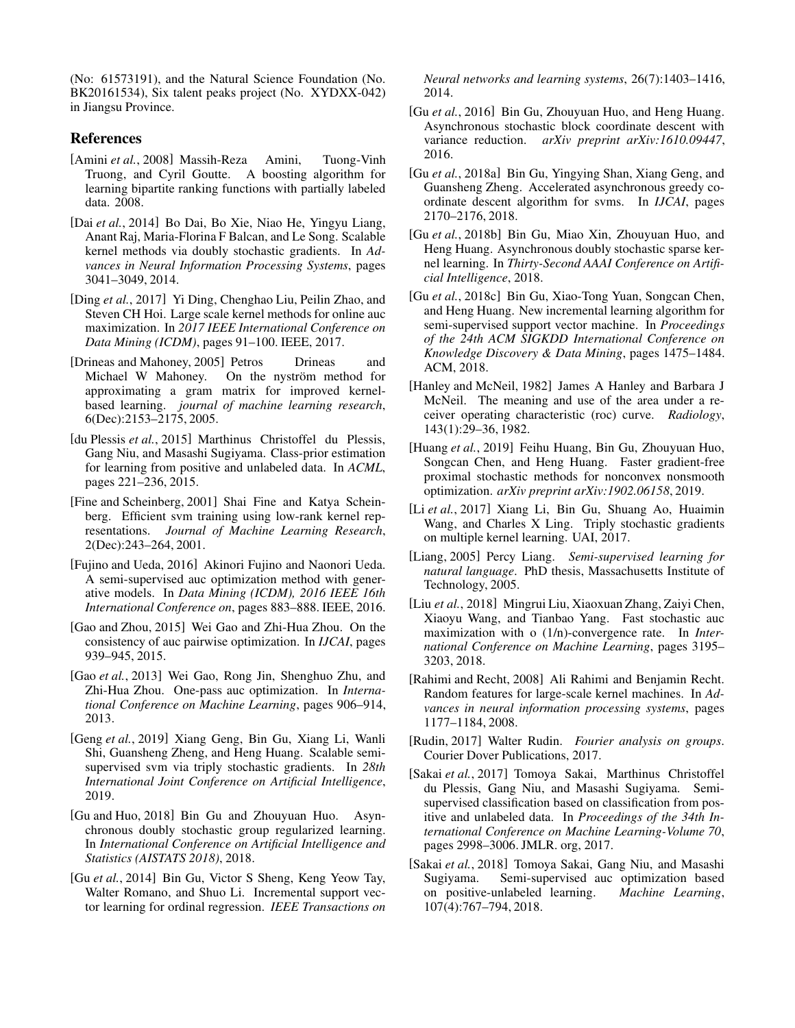(No: 61573191), and the Natural Science Foundation (No. BK20161534), Six talent peaks project (No. XYDXX-042) in Jiangsu Province.

## References

[Amini *et al.*, 2008] Massih-Reza Amini, Tuong-Vinh Truong, and Cyril Goutte. A boosting algorithm for learning bipartite ranking functions with partially labeled data. 2008.

[Dai *et al.*, 2014] Bo Dai, Bo Xie, Niao He, Yingyu Liang, Anant Raj, Maria-Florina F Balcan, and Le Song. Scalable kernel methods via doubly stochastic gradients. In *Advances in Neural Information Processing Systems*, pages 3041–3049, 2014.

[Ding *et al.*, 2017] Yi Ding, Chenghao Liu, Peilin Zhao, and Steven CH Hoi. Large scale kernel methods for online auc maximization. In *2017 IEEE International Conference on Data Mining (ICDM)*, pages 91–100. IEEE, 2017.

[Drineas and Mahoney, 2005] Petros Drineas and Michael W Mahoney. On the nyström method for approximating a gram matrix for improved kernel-based learning. *journal of machine learning research*, 6(Dec):2153–2175, 2005.

[du Plessis *et al.*, 2015] Marthinus Christoffel du Plessis, Gang Niu, and Masashi Sugiyama. Class-prior estimation for learning from positive and unlabeled data. In *ACML*, pages 221–236, 2015.

[Fine and Scheinberg, 2001] Shai Fine and Katya Scheinberg. Efficient svm training using low-rank kernel representations. *Journal of Machine Learning Research*, 2(Dec):243–264, 2001.

[Fujino and Ueda, 2016] Akinori Fujino and Naonori Ueda. A semi-supervised auc optimization method with generative models. In *Data Mining (ICDM), 2016 IEEE 16th International Conference on*, pages 883–888. IEEE, 2016.

[Gao and Zhou, 2015] Wei Gao and Zhi-Hua Zhou. On the consistency of auc pairwise optimization. In *IJCAI*, pages 939–945, 2015.

[Gao *et al.*, 2013] Wei Gao, Rong Jin, Shenghuo Zhu, and Zhi-Hua Zhou. One-pass auc optimization. In *International Conference on Machine Learning*, pages 906–914, 2013.

[Geng *et al.*, 2019] Xiang Geng, Bin Gu, Xiang Li, Wanli Shi, Guansheng Zheng, and Heng Huang. Scalable semi-supervised svm via triply stochastic gradients. In *28th International Joint Conference on Artificial Intelligence*, 2019.

[Gu and Huo, 2018] Bin Gu and Zhouyuan Huo. Asynchronous doubly stochastic group regularized learning. In *International Conference on Artificial Intelligence and Statistics (AISTATS 2018)*, 2018.

[Gu *et al.*, 2014] Bin Gu, Victor S Sheng, Keng Yeow Tay, Walter Romano, and Shuo Li. Incremental support vector learning for ordinal regression. *IEEE Transactions on Neural networks and learning systems*, 26(7):1403–1416, 2014.

[Gu *et al.*, 2016] Bin Gu, Zhouyuan Huo, and Heng Huang. Asynchronous stochastic block coordinate descent with variance reduction. *arXiv preprint arXiv:1610.09447*, 2016.

[Gu *et al.*, 2018a] Bin Gu, Yingying Shan, Xiang Geng, and Guansheng Zheng. Accelerated asynchronous greedy coordinate descent algorithm for svms. In *IJCAI*, pages 2170–2176, 2018.

[Gu *et al.*, 2018b] Bin Gu, Miao Xin, Zhouyuan Huo, and Heng Huang. Asynchronous doubly stochastic sparse kernel learning. In *Thirty-Second AAAI Conference on Artificial Intelligence*, 2018.

[Gu *et al.*, 2018c] Bin Gu, Xiao-Tong Yuan, Songcan Chen, and Heng Huang. New incremental learning algorithm for semi-supervised support vector machine. In *Proceedings of the 24th ACM SIGKDD International Conference on Knowledge Discovery & Data Mining*, pages 1475–1484. ACM, 2018.

[Hanley and McNeil, 1982] James A Hanley and Barbara J McNeil. The meaning and use of the area under a receiver operating characteristic (roc) curve. *Radiology*, 143(1):29–36, 1982.

[Huang *et al.*, 2019] Feihu Huang, Bin Gu, Zhouyuan Huo, Songcan Chen, and Heng Huang. Faster gradient-free proximal stochastic methods for nonconvex nonsmooth optimization. *arXiv preprint arXiv:1902.06158*, 2019.

[Li *et al.*, 2017] Xiang Li, Bin Gu, Shuang Ao, Huaimin Wang, and Charles X Ling. Triply stochastic gradients on multiple kernel learning. UAI, 2017.

[Liang, 2005] Percy Liang. *Semi-supervised learning for natural language*. PhD thesis, Massachusetts Institute of Technology, 2005.

[Liu *et al.*, 2018] Mingrui Liu, Xiaoxuan Zhang, Zaiyi Chen, Xiaoyu Wang, and Tianbao Yang. Fast stochastic auc maximization with o (1/n)-convergence rate. In *International Conference on Machine Learning*, pages 3195–3203, 2018.

[Rahimi and Recht, 2008] Ali Rahimi and Benjamin Recht. Random features for large-scale kernel machines. In *Advances in neural information processing systems*, pages 1177–1184, 2008.

[Rudin, 2017] Walter Rudin. *Fourier analysis on groups*. Courier Dover Publications, 2017.

[Sakai *et al.*, 2017] Tomoya Sakai, Marthinus Christoffel du Plessis, Gang Niu, and Masashi Sugiyama. Semi-supervised classification based on classification from positive and unlabeled data. In *Proceedings of the 34th International Conference on Machine Learning-Volume 70*, pages 2998–3006. JMLR. org, 2017.

[Sakai *et al.*, 2018] Tomoya Sakai, Gang Niu, and Masashi Sugiyama. Semi-supervised auc optimization based on positive-unlabeled learning. *Machine Learning*, 107(4):767–794, 2018.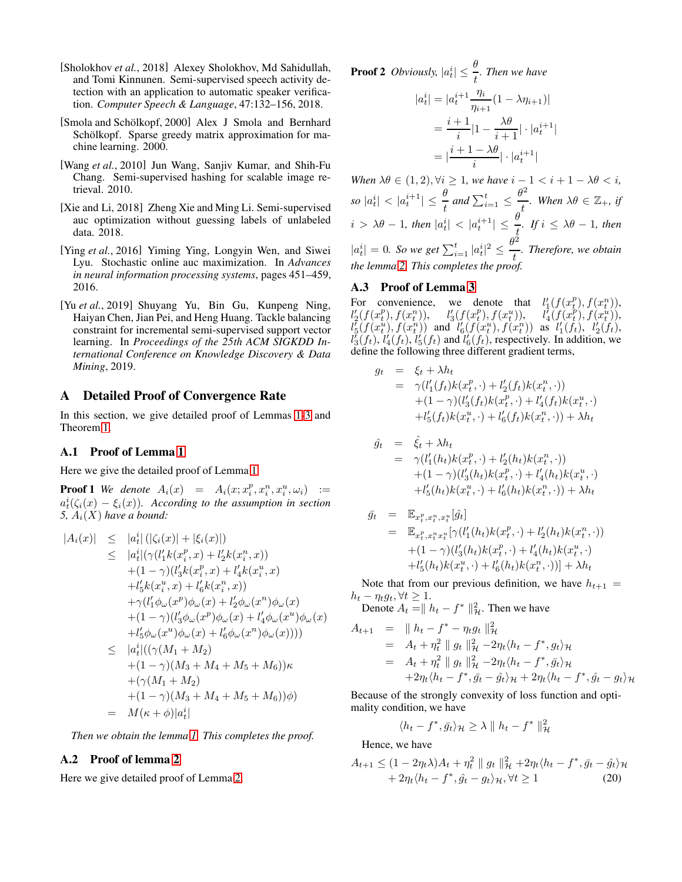[Sholokhov *et al.*, 2018] Alexey Sholokhov, Md Sahidullah, and Tomi Kinnunen. Semi-supervised speech activity detection with an application to automatic speaker verification. *Computer Speech & Language*, 47:132–156, 2018.

[Smola and Schölkopf, 2000] Alex J Smola and Bernhard Schölkopf. Sparse greedy matrix approximation for machine learning. 2000.

[Wang *et al.*, 2010] Jun Wang, Sanjiv Kumar, and Shih-Fu Chang. Semi-supervised hashing for scalable image retrieval. 2010.

[Xie and Li, 2018] Zheng Xie and Ming Li. Semi-supervised auc optimization without guessing labels of unlabeled data. 2018.

[Ying *et al.*, 2016] Yiming Ying, Longyin Wen, and Siwei Lyu. Stochastic online auc maximization. In *Advances in neural information processing systems*, pages 451–459, 2016.

[Yu *et al.*, 2019] Shuyang Yu, Bin Gu, Kunpeng Ning, Haiyan Chen, Jian Pei, and Heng Huang. Tackle balancing constraint for incremental semi-supervised support vector learning. In *Proceedings of the 25th ACM SIGKDD International Conference on Knowledge Discovery & Data Mining*, 2019.

# A Detailed Proof of Convergence Rate

In this section, we give detailed proof of Lemmas 1-3 and Theorem 1.

## A.1 Proof of Lemma 1

Here we give the detailed proof of Lemma 1.

**Proof 1** *We denote* $A_i(x) = A_i(x; x_i^p, x_i^n, x_i^u, \omega_i) := a_t^i(\zeta_i(x) - \xi_i(x))$. *According to the assumption in section 5,* $A_i(X)$ *have a bound:*

$$
\begin{aligned}
|A_i(x)| &\leq |a_t^i|\,(|\zeta_i(x)| + |\xi_i(x)|) \\
&\leq |a_t^i|(\gamma(l_1' k(x_i^p, x) + l_2' k(x_i^n, x)) \\
&\quad + (1-\gamma)(l_3' k(x_i^p, x) + l_4' k(x_i^u, x) \\
&\quad + l_5' k(x_i^u, x) + l_6' k(x_i^n, x)) \\
&\quad + \gamma(l_1' \phi_\omega(x^p)\phi_\omega(x) + l_2' \phi_\omega(x^n)\phi_\omega(x) \\
&\quad + (1-\gamma)(l_3' \phi_\omega(x^p)\phi_\omega(x) + l_4' \phi_\omega(x^u)\phi_\omega(x) \\
&\quad + l_5' \phi_\omega(x^u)\phi_\omega(x) + l_6' \phi_\omega(x^n)\phi_\omega(x)))) \\
&\leq |a_t^i|((\gamma(M_1 + M_2) \\
&\quad + (1-\gamma)(M_3 + M_4 + M_5 + M_6))\kappa \\
&\quad + (\gamma(M_1 + M_2) \\
&\quad + (1-\gamma)(M_3 + M_4 + M_5 + M_6))\phi) \\
&= M(\kappa + \phi)|a_t^i|
\end{aligned}
$$

*Then we obtain the lemma 1. This completes the proof.*

## A.2 Proof of lemma 2

Here we give detailed proof of Lemma 2.

**Proof 2** *Obviously,* $|a_t^i| \leq \dfrac{\theta}{t}$. *Then we have*

$$
\begin{aligned}
|a_t^i| &= |a_t^{i+1} \frac{\eta_i}{\eta_{i+1}}(1 - \lambda\eta_{i+1})| \\
&= \frac{i+1}{i}|1 - \frac{\lambda\theta}{i+1}| \cdot |a_t^{i+1}| \\
&= |\frac{i+1-\lambda\theta}{i}| \cdot |a_t^{i+1}|
\end{aligned}
$$

*When* $\lambda\theta \in (1,2), \forall i \geq 1$, *we have* $i - 1 < i + 1 - \lambda\theta < i$, *so* $|a_t^i| < |a_t^{i+1}| \leq \dfrac{\theta}{t}$ *and* $\sum_{i=1}^t \leq \dfrac{\theta^2}{t}$. *When* $\lambda\theta \in \mathbb{Z}_+$, *if* $i > \lambda\theta - 1$, *then* $|a_t^i| < |a_t^{i+1}| \leq \dfrac{\theta}{t}$. *If* $i \leq \lambda\theta - 1$, *then* $|a_t^i| = 0$. *So we get* $\sum_{i=1}^t |a_t^i|^2 \leq \dfrac{\theta^2}{t}$. *Therefore, we obtain the lemma 2. This completes the proof.*

## A.3 Proof of Lemma 3

For convenience, we denote that $l_1'(f(x_t^p), f(x_t^n))$, $l_2'(f(x_t^p), f(x_t^n))$, $l_3'(f(x_t^p), f(x_t^u))$, $l_4'(f(x_t^p), f(x_t^u))$, $l_5'(f(x_t^u), f(x_t^n))$ and $l_6'(f(x_t^u), f(x_t^n))$ as $l_1'(f_t)$, $l_2'(f_t)$, $l_3'(f_t)$, $l_4'(f_t)$, $l_5'(f_t)$ and $l_6'(f_t)$, respectively. In addition, we define the following three different gradient terms,

$$
\begin{aligned}
g_t &= \xi_t + \lambda h_t \\
&= \gamma(l_1'(f_t)k(x_t^p, \cdot) + l_2'(f_t)k(x_t^n, \cdot)) \\
&\quad + (1-\gamma)(l_3'(f_t)k(x_t^p, \cdot) + l_4'(f_t)k(x_t^u, \cdot) \\
&\quad + l_5'(f_t)k(x_t^u, \cdot) + l_6'(f_t)k(x_t^n, \cdot)) + \lambda h_t
\end{aligned}
$$

$$
\begin{aligned}
\hat{g}_t &= \hat{\xi}_t + \lambda h_t \\
&= \gamma(l_1'(h_t)k(x_t^p, \cdot) + l_2'(h_t)k(x_t^n, \cdot)) \\
&\quad + (1-\gamma)(l_3'(h_t)k(x_t^p, \cdot) + l_4'(h_t)k(x_t^u, \cdot) \\
&\quad + l_5'(h_t)k(x_t^u, \cdot) + l_6'(h_t)k(x_t^n, \cdot)) + \lambda h_t
\end{aligned}
$$

$$
\begin{aligned}
\bar{g}_t &= \mathbb{E}_{x_t^p, x_t^n, x_t^u}[\hat{g}_t] \\
&= \mathbb{E}_{x_t^p, x_t^n x_t^u}[\gamma(l_1'(h_t)k(x_t^p, \cdot) + l_2'(h_t)k(x_t^n, \cdot)) \\
&\quad + (1-\gamma)(l_3'(h_t)k(x_t^p, \cdot) + l_4'(h_t)k(x_t^u, \cdot) \\
&\quad + l_5'(h_t)k(x_t^u, \cdot) + l_6'(h_t)k(x_t^n, \cdot))] + \lambda h_t
\end{aligned}
$$

Note that from our previous definition, we have $h_{t+1} = h_t - \eta_t g_t, \forall t \geq 1$.

Denote $A_t = \| h_t - f^* \|_{\mathcal{H}}^2$. Then we have

$$
\begin{aligned}
A_{t+1} &= \| h_t - f^* - \eta_t g_t \|_{\mathcal{H}}^2 \\
&= A_t + \eta_t^2 \| g_t \|_{\mathcal{H}}^2 - 2\eta_t \langle h_t - f^*, g_t \rangle_{\mathcal{H}} \\
&= A_t + \eta_t^2 \| g_t \|_{\mathcal{H}}^2 - 2\eta_t \langle h_t - f^*, \bar{g}_t \rangle_{\mathcal{H}} \\
&\quad + 2\eta_t \langle h_t - f^*, \bar{g}_t - \hat{g}_t \rangle_{\mathcal{H}} + 2\eta_t \langle h_t - f^*, \hat{g}_t - g_t \rangle_{\mathcal{H}}
\end{aligned}
$$

Because of the strongly convexity of loss function and optimality condition, we have

$$
\langle h_t - f^*, \bar{g}_t \rangle_{\mathcal{H}} \geq \lambda \| h_t - f^* \|_{\mathcal{H}}^2
$$

Hence, we have

$$
\begin{aligned}
A_{t+1} \leq (1 - 2\eta_t\lambda)A_t + \eta_t^2 \| g_t \|_{\mathcal{H}}^2 + 2\eta_t \langle h_t - f^*, \bar{g}_t - \hat{g}_t \rangle_{\mathcal{H}} \\
+ 2\eta_t \langle h_t - f^*, \hat{g}_t - g_t \rangle_{\mathcal{H}}, \forall t \geq 1 \qquad (20)
\end{aligned}
$$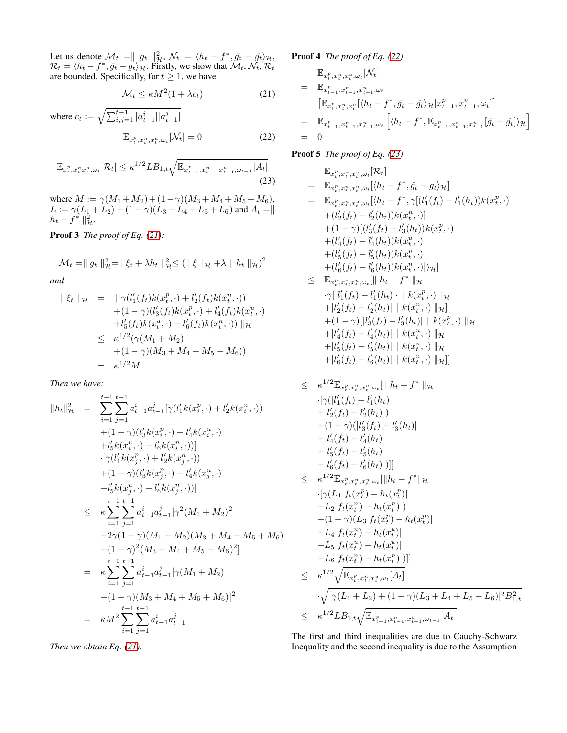Let us denote $\mathcal{M}_t = \| g_t \|_{\mathcal{H}}^2$, $\mathcal{N}_t = \langle h_t - f^*, \bar{g}_t - \hat{g}_t \rangle_{\mathcal{H}}$, $\mathcal{R}_t = \langle h_t - f^*, \hat{g}_t - g_t \rangle_{\mathcal{H}}$. Firstly, we show that $\mathcal{M}_t, \mathcal{N}_t, \mathcal{R}_t$ are bounded. Specifically, for $t \geq 1$, we have

$$\mathcal{M}_t \leq \kappa M^2 (1 + \lambda c_t) \tag{21}$$

where $c_t := \sqrt{\sum_{i,j=1}^{t-1} |a_{t-1}^i||a_{t-1}^j|}$

$$\mathbb{E}_{x_t^p, x_t^n, x_t^u, \omega_t}[\mathcal{N}_t] = 0 \tag{22}$$

$$\mathbb{E}_{x_t^p x_t^n x_t^u, \omega_t}[\mathcal{R}_t] \leq \kappa^{1/2} L B_{1,t} \sqrt{\mathbb{E}_{x_{t-1}^p, x_{t-1}^n, x_{t-1}^u, \omega_{t-1}}[A_t]} \tag{23}$$

where $M := \gamma(M_1 + M_2) + (1-\gamma)(M_3 + M_4 + M_5 + M_6)$, $L := \gamma(L_1 + L_2) + (1-\gamma)(L_3 + L_4 + L_5 + L_6)$ and $A_t = \| h_t - f^* \|_{\mathcal{H}}^2$.

**Proof 3** *The proof of Eq. (21):*

$$\mathcal{M}_t = \| g_t \|_{\mathcal{H}}^2 = \| \xi_t + \lambda h_t \|_{\mathcal{H}}^2 \leq (\| \xi \|_{\mathcal{H}} + \lambda \| h_t \|_{\mathcal{H}})^2$$

*and*

$$\begin{aligned}
\| \xi_t \|_{\mathcal{H}} &= \| \gamma(l_1'(f_t) k(x_t^p, \cdot) + l_2'(f_t) k(x_t^n, \cdot)) \\
&\quad + (1-\gamma)(l_3'(f_t) k(x_t^p, \cdot) + l_4'(f_t) k(x_t^u, \cdot) \\
&\quad + l_5'(f_t) k(x_t^u, \cdot) + l_6'(f_t) k(x_t^n, \cdot)) \|_{\mathcal{H}} \\
&\leq \kappa^{1/2}(\gamma(M_1 + M_2) \\
&\quad + (1-\gamma)(M_3 + M_4 + M_5 + M_6)) \\
&= \kappa^{1/2} M
\end{aligned}$$

*Then we have:*

$$\begin{aligned}
\|h_t\|_{\mathcal{H}}^2 &= \sum_{i=1}^{t-1} \sum_{j=1}^{t-1} a_{t-1}^i a_{t-1}^j [\gamma(l_1' k(x_i^p, \cdot) + l_2' k(x_i^n, \cdot)) \\
&\quad + (1-\gamma)(l_3' k(x_i^p, \cdot) + l_4' k(x_i^u, \cdot) \\
&\quad + l_5' k(x_i^u, \cdot) + l_6' k(x_i^n, \cdot))] \\
&\quad \cdot [\gamma(l_1' k(x_j^p, \cdot) + l_2' k(x_j^n, \cdot)) \\
&\quad + (1-\gamma)(l_3' k(x_j^p, \cdot) + l_4' k(x_j^u, \cdot) \\
&\quad + l_5' k(x_j^u, \cdot) + l_6' k(x_j^n, \cdot))] \\
&\leq \kappa \sum_{i=1}^{t-1} \sum_{j=1}^{t-1} a_{t-1}^i a_{t-1}^j [\gamma^2 (M_1 + M_2)^2 \\
&\quad + 2\gamma(1-\gamma)(M_1 + M_2)(M_3 + M_4 + M_5 + M_6) \\
&\quad + (1-\gamma)^2 (M_3 + M_4 + M_5 + M_6)^2] \\
&= \kappa \sum_{i=1}^{t-1} \sum_{j=1}^{t-1} a_{t-1}^i a_{t-1}^j [\gamma(M_1 + M_2) \\
&\quad + (1-\gamma)(M_3 + M_4 + M_5 + M_6)]^2 \\
&= \kappa M^2 \sum_{i=1}^{t-1} \sum_{j=1}^{t-1} a_{t-1}^i a_{t-1}^j
\end{aligned}$$

*Then we obtain Eq. (21).*

**Proof 4** *The proof of Eq. (22)*

$$\begin{aligned}
& \mathbb{E}_{x_t^p, x_t^n, x_t^u, \omega_t}[\mathcal{N}_t] \\
=\ & \mathbb{E}_{x_{t-1}^p, x_{t-1}^n, x_{t-1}^u, \omega_t} \\
& \left[ \mathbb{E}_{x_t^p, x_t^n, x_t^u} [\langle h_t - f^*, \bar{g}_t - \hat{g}_t \rangle_{\mathcal{H}} | x_{t-1}^p, x_{t-1}^u, \omega_t] \right] \\
=\ & \mathbb{E}_{x_{t-1}^p, x_{t-1}^n, x_{t-1}^u, \omega_t} \left[ \langle h_t - f^*, \mathbb{E}_{x_{t-1}^p, x_{t-1}^n, x_{t-1}^u}[\bar{g}_t - \hat{g}_t] \rangle_{\mathcal{H}} \right] \\
=\ & 0
\end{aligned}$$

**Proof 5** *The proof of Eq. (23)*

$$\begin{aligned}
& \mathbb{E}_{x_t^p, x_t^n, x_t^u, \omega_t}[\mathcal{R}_t] \\
=\ & \mathbb{E}_{x_t^p, x_t^n, x_t^u, \omega_t}[\langle h_t - f^*, \hat{g}_t - g_t \rangle_{\mathcal{H}}] \\
=\ & \mathbb{E}_{x_t^p, x_t^n, x_t^u, \omega_t}[\langle h_t - f^*, \gamma[(l_1'(f_t) - l_1'(h_t)) k(x_t^p, \cdot) \\
& + (l_2'(f_t) - l_2'(h_t)) k(x_t^n, \cdot)] \\
& + (1-\gamma)[(l_3'(f_t) - l_3'(h_t)) k(x_t^p, \cdot) \\
& + (l_4'(f_t) - l_4'(h_t)) k(x_t^u, \cdot) \\
& + (l_5'(f_t) - l_5'(h_t)) k(x_t^u, \cdot) \\
& + (l_6'(f_t) - l_6'(h_t)) k(x_t^n, \cdot)] \rangle_{\mathcal{H}}] \\
\leq\ & \mathbb{E}_{x_t^p, x_t^p, x_t^u, \omega_t}[\| h_t - f^* \|_{\mathcal{H}} \\
& \cdot \gamma[|l_1'(f_t) - l_1'(h_t)| \cdot \| k(x_t^p, \cdot) \|_{\mathcal{H}} \\
& + |l_2'(f_t) - l_2'(h_t)| \, \| k(x_t^n, \cdot) \|_{\mathcal{H}}] \\
& + (1-\gamma)[|l_3'(f_t) - l_3'(h_t)| \, \| k(x_t^p, \cdot) \|_{\mathcal{H}} \\
& + |l_4'(f_t) - l_4'(h_t)| \, \| k(x_t^u, \cdot) \|_{\mathcal{H}} \\
& + |l_5'(f_t) - l_5'(h_t)| \, \| k(x_t^u, \cdot) \|_{\mathcal{H}} \\
& + |l_6'(f_t) - l_6'(h_t)| \, \| k(x_t^n, \cdot) \|_{\mathcal{H}}]]
\end{aligned}$$

$$\begin{aligned}
\leq\ & \kappa^{1/2} \mathbb{E}_{x_t^p, x_t^u, x_t^u, \omega_t}[\| h_t - f^* \|_{\mathcal{H}} \\
& \cdot [\gamma(|l_1'(f_t) - l_1'(h_t)| \\
& + |l_2'(f_t) - l_2'(h_t)|) \\
& + (1-\gamma)(|l_3'(f_t) - l_3'(h_t)| \\
& + |l_4'(f_t) - l_4'(h_t)| \\
& + |l_5'(f_t) - l_5'(h_t)| \\
& + |l_6'(f_t) - l_6'(h_t)|)]] \\
\leq\ & \kappa^{1/2} \mathbb{E}_{x_t^p, x_t^n, x_t^u, \omega_t}[\|h_t - f^*\|_{\mathcal{H}} \\
& \cdot [\gamma(L_1 |f_t(x_t^p) - h_t(x_t^p)| \\
& + L_2 |f_t(x_t^n) - h_t(x_t^n)|) \\
& + (1-\gamma)(L_3 |f_t(x_t^p) - h_t(x_t^p)| \\
& + L_4 |f_t(x_t^u) - h_t(x_t^u)| \\
& + L_5 |f_t(x_t^u) - h_t(x_t^u)| \\
& + L_6 |f_t(x_t^n) - h_t(x_t^n)|)]] \\
\leq\ & \kappa^{1/2} \sqrt{\mathbb{E}_{x_t^p, x_t^n, x_t^u, \omega_t}[A_t]} \\
& \cdot \sqrt{[\gamma(L_1 + L_2) + (1-\gamma)(L_3 + L_4 + L_5 + L_6)]^2 B_{1,t}^2} \\
\leq\ & \kappa^{1/2} L B_{1,t} \sqrt{\mathbb{E}_{x_{t-1}^p, x_{t-1}^n, x_{t-1}^u, \omega_{t-1}}[A_t]}
\end{aligned}$$

The first and third inequalities are due to Cauchy-Schwarz Inequality and the second inequality is due to the Assumption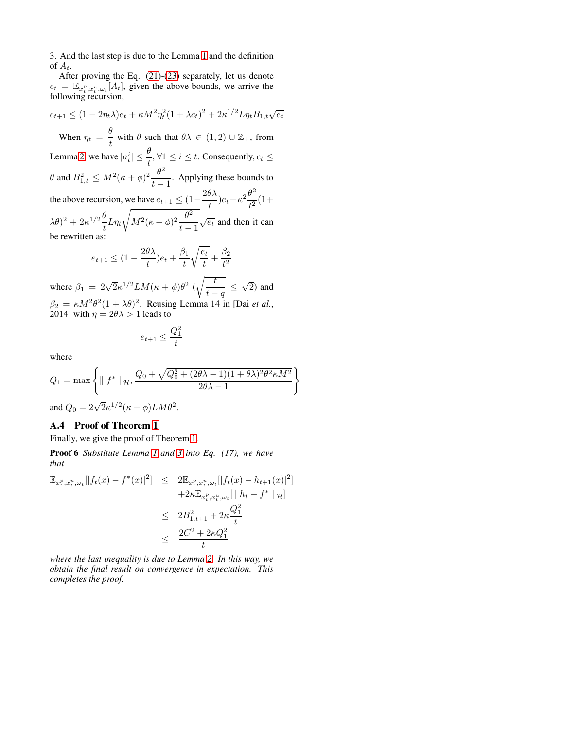3. And the last step is due to the Lemma 1 and the definition of $A_t$.

After proving the Eq. (21)-(23) separately, let us denote $e_t = \mathbb{E}_{x_t^p, x_t^u, \omega_t}[A_t]$, given the above bounds, we arrive the following recursion,

$$e_{t+1} \leq (1 - 2\eta_t\lambda)e_t + \kappa M^2 \eta_t^2 (1 + \lambda c_t)^2 + 2\kappa^{1/2} L \eta_t B_{1,t} \sqrt{e_t}$$

When $\eta_t = \frac{\theta}{t}$ with $\theta$ such that $\theta\lambda \in (1, 2) \cup \mathbb{Z}_+$, from Lemma 2, we have $|a_t^i| \leq \frac{\theta}{t}, \forall 1 \leq i \leq t$. Consequently, $c_t \leq \theta$ and $B_{1,t}^2 \leq M^2(\kappa + \phi)^2 \frac{\theta^2}{t-1}$. Applying these bounds to the above recursion, we have $e_{t+1} \leq (1 - \frac{2\lambda}{t})e_t + \kappa^2 \frac{\theta^2}{t^2}(1 + \lambda\theta)^2 + 2\kappa^{1/2}\frac{\theta}{t} L \eta_t \sqrt{M^2(\kappa + \phi)^2 \frac{\theta^2}{t-1}} \sqrt{e_t}$ and then it can be rewritten as:

$$e_{t+1} \leq (1 - \frac{2\theta\lambda}{t})e_t + \frac{\beta_1}{t}\sqrt{\frac{e_t}{t}} + \frac{\beta_2}{t^2}$$

where $\beta_1 = 2\sqrt{2}\kappa^{1/2} LM(\kappa + \phi)\theta^2$ ($\sqrt{\frac{t}{t-q}} \leq \sqrt{2}$) and $\beta_2 = \kappa M^2 \theta^2 (1 + \lambda\theta)^2$. Reusing Lemma 14 in [Dai *et al.*, 2014] with $\eta = 2\theta\lambda > 1$ leads to

$$e_{t+1} \leq \frac{Q_1^2}{t}$$

where

$$Q_1 = \max\left\{ \| f^* \|_{\mathcal{H}}, \frac{Q_0 + \sqrt{Q_0^2 + (2\theta\lambda - 1)(1 + \theta\lambda)^2 \theta^2 \kappa M^2}}{2\theta\lambda - 1} \right\}$$

and $Q_0 = 2\sqrt{2}\kappa^{1/2}(\kappa + \phi)LM\theta^2$.

## A.4 Proof of Theorem 1

Finally, we give the proof of Theorem 1.

**Proof 6** *Substitute Lemma 1 and 3 into Eq. (17), we have that*

$$\begin{aligned}
\mathbb{E}_{x_t^p, x_t^u, \omega_t}[|f_t(x) - f^*(x)|^2] &\leq 2\mathbb{E}_{x_t^p, x_t^u, \omega_t}[|f_t(x) - h_{t+1}(x)|^2] \\
&\quad + 2\kappa \mathbb{E}_{x_t^p, x_t^u, \omega_t}[\| h_t - f^* \|_{\mathcal{H}}] \\
&\leq 2B_{1,t+1}^2 + 2\kappa \frac{Q_1^2}{t} \\
&\leq \frac{2C^2 + 2\kappa Q_1^2}{t}
\end{aligned}$$

*where the last inequality is due to Lemma 2. In this way, we obtain the final result on convergence in expectation. This completes the proof.*